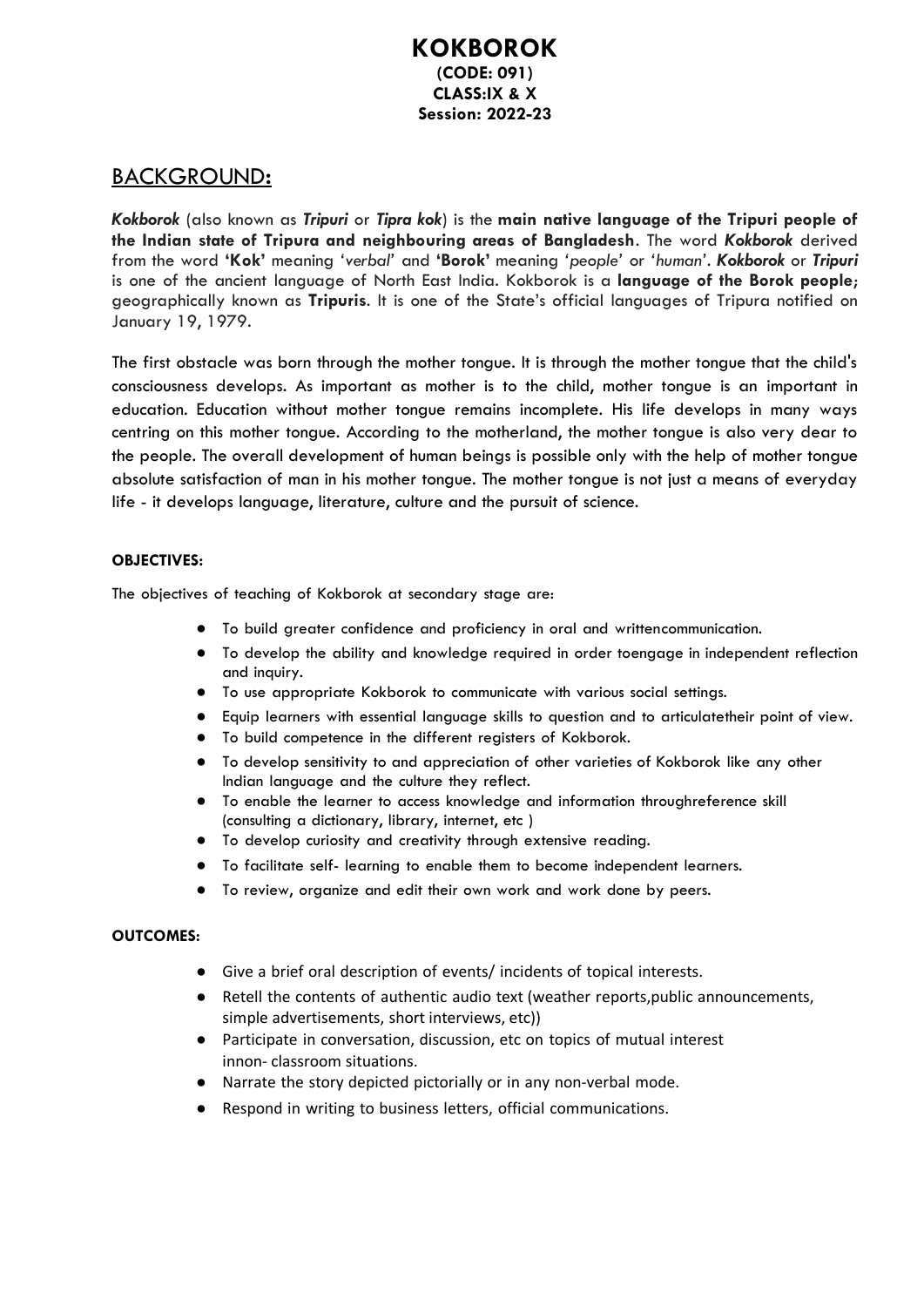# KOKBOROK
**(CODE: 091)**
**CLASS:IX & X**
**Session: 2022-23**

## BACKGROUND:

***Kokborok*** (also known as ***Tripuri*** or ***Tipra kok***) is the **main native language of the Tripuri people of the Indian state of Tripura and neighbouring areas of Bangladesh**. The word ***Kokborok*** derived from the word **'Kok'** meaning '*verbal*' and **'Borok'** meaning '*people*' or '*human*'. ***Kokborok*** or ***Tripuri*** is one of the ancient language of North East India. Kokborok is a **language of the Borok people**; geographically known as **Tripuris**. It is one of the State's official languages of Tripura notified on January 19, 1979.

The first obstacle was born through the mother tongue. It is through the mother tongue that the child's consciousness develops. As important as mother is to the child, mother tongue is an important in education. Education without mother tongue remains incomplete. His life develops in many ways centring on this mother tongue. According to the motherland, the mother tongue is also very dear to the people. The overall development of human beings is possible only with the help of mother tongue absolute satisfaction of man in his mother tongue. The mother tongue is not just a means of everyday life - it develops language, literature, culture and the pursuit of science.

**OBJECTIVES:**

The objectives of teaching of Kokborok at secondary stage are:

- To build greater confidence and proficiency in oral and writtencommunication.
- To develop the ability and knowledge required in order toengage in independent reflection and inquiry.
- To use appropriate Kokborok to communicate with various social settings.
- Equip learners with essential language skills to question and to articulatetheir point of view.
- To build competence in the different registers of Kokborok.
- To develop sensitivity to and appreciation of other varieties of Kokborok like any other Indian language and the culture they reflect.
- To enable the learner to access knowledge and information throughreference skill (consulting a dictionary, library, internet, etc )
- To develop curiosity and creativity through extensive reading.
- To facilitate self- learning to enable them to become independent learners.
- To review, organize and edit their own work and work done by peers.

**OUTCOMES:**

- Give a brief oral description of events/ incidents of topical interests.
- Retell the contents of authentic audio text (weather reports,public announcements, simple advertisements, short interviews, etc))
- Participate in conversation, discussion, etc on topics of mutual interest innon- classroom situations.
- Narrate the story depicted pictorially or in any non-verbal mode.
- Respond in writing to business letters, official communications.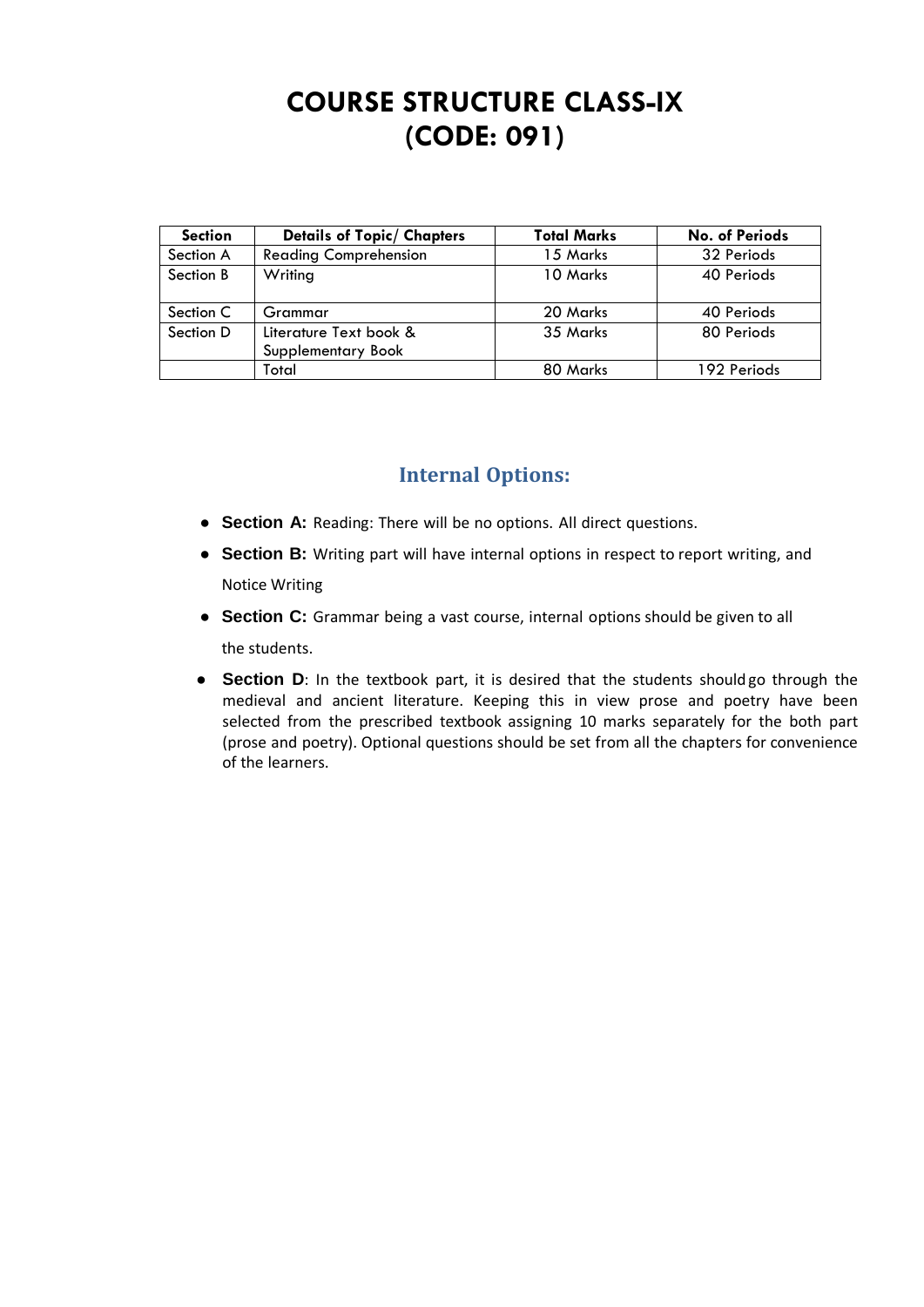# COURSE STRUCTURE CLASS-IX
# (CODE: 091)

| Section | Details of Topic/ Chapters | Total Marks | No. of Periods |
|---|---|---|---|
| Section A | Reading Comprehension | 15 Marks | 32 Periods |
| Section B | Writing | 10 Marks | 40 Periods |
| Section C | Grammar | 20 Marks | 40 Periods |
| Section D | Literature Text book & Supplementary Book | 35 Marks | 80 Periods |
| | Total | 80 Marks | 192 Periods |

## Internal Options:

- **Section A:** Reading: There will be no options. All direct questions.
- **Section B:** Writing part will have internal options in respect to report writing, and Notice Writing
- **Section C:** Grammar being a vast course, internal options should be given to all the students.
- **Section D**: In the textbook part, it is desired that the students should go through the medieval and ancient literature. Keeping this in view prose and poetry have been selected from the prescribed textbook assigning 10 marks separately for the both part (prose and poetry). Optional questions should be set from all the chapters for convenience of the learners.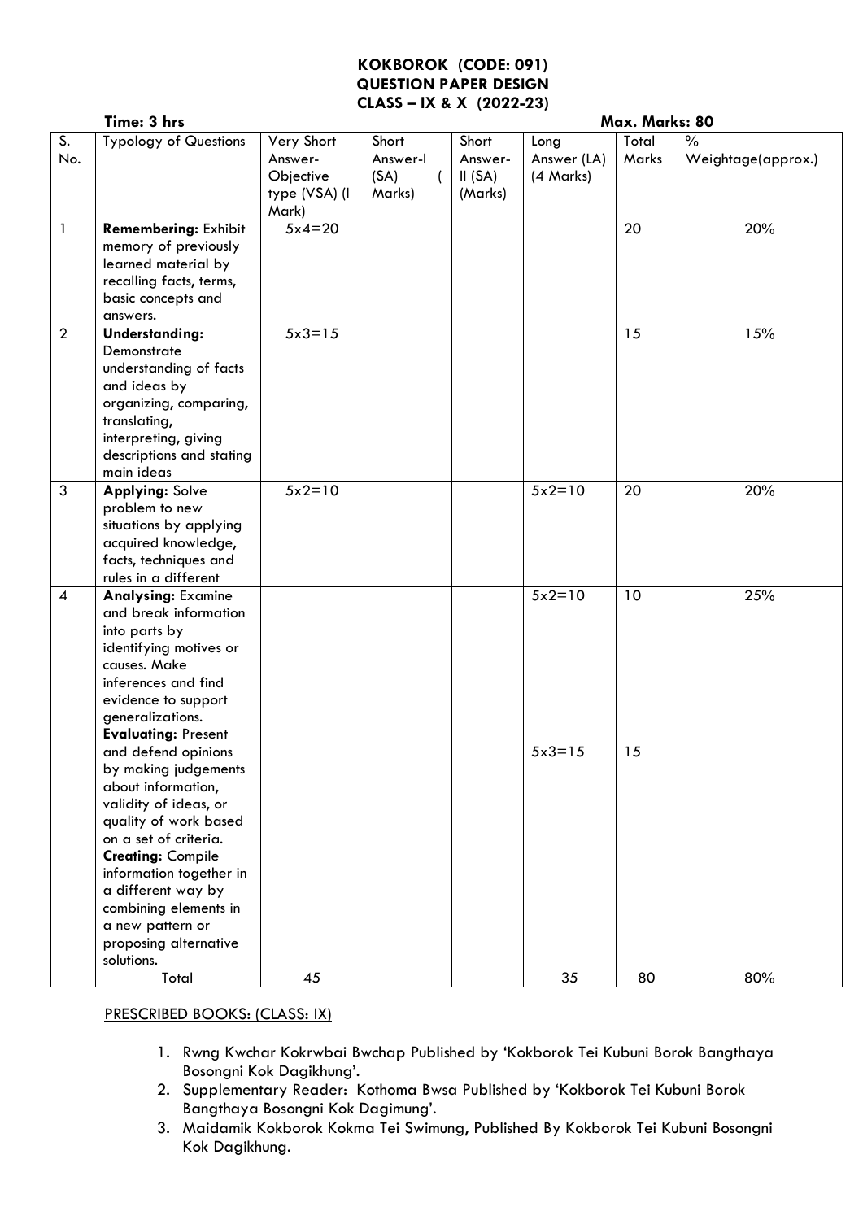**KOKBOROK (CODE: 091)**
**QUESTION PAPER DESIGN**
**CLASS – IX & X (2022-23)**

**Time: 3 hrs** **Max. Marks: 80**

| S. No. | Typology of Questions | Very Short Answer-Objective type (VSA) (I Mark) | Short Answer-I (SA) ( Marks) | Short Answer-II (SA) (Marks) | Long Answer (LA) (4 Marks) | Total Marks | % Weightage(approx.) |
|---|---|---|---|---|---|---|---|
| 1 | **Remembering:** Exhibit memory of previously learned material by recalling facts, terms, basic concepts and answers. | 5x4=20 | | | | 20 | 20% |
| 2 | **Understanding:** Demonstrate understanding of facts and ideas by organizing, comparing, translating, interpreting, giving descriptions and stating main ideas | 5x3=15 | | | | 15 | 15% |
| 3 | **Applying:** Solve problem to new situations by applying acquired knowledge, facts, techniques and rules in a different | 5x2=10 | | | 5x2=10 | 20 | 20% |
| 4 | **Analysing:** Examine and break information into parts by identifying motives or causes. Make inferences and find evidence to support generalizations. | | | | 5x2=10 | 10 | 25% |
| | **Evaluating:** Present and defend opinions by making judgements about information, validity of ideas, or quality of work based on a set of criteria. **Creating:** Compile information together in a different way by combining elements in a new pattern or proposing alternative solutions. | | | | 5x3=15 | 15 | |
| | Total | 45 | | | 35 | 80 | 80% |

PRESCRIBED BOOKS: (CLASS: IX)

1. Rwng Kwchar Kokrwbai Bwchap Published by 'Kokborok Tei Kubuni Borok Bangthaya Bosongni Kok Dagikhung'.
2. Supplementary Reader: Kothoma Bwsa Published by 'Kokborok Tei Kubuni Borok Bangthaya Bosongni Kok Dagimung'.
3. Maidamik Kokborok Kokma Tei Swimung, Published By Kokborok Tei Kubuni Bosongni Kok Dagikhung.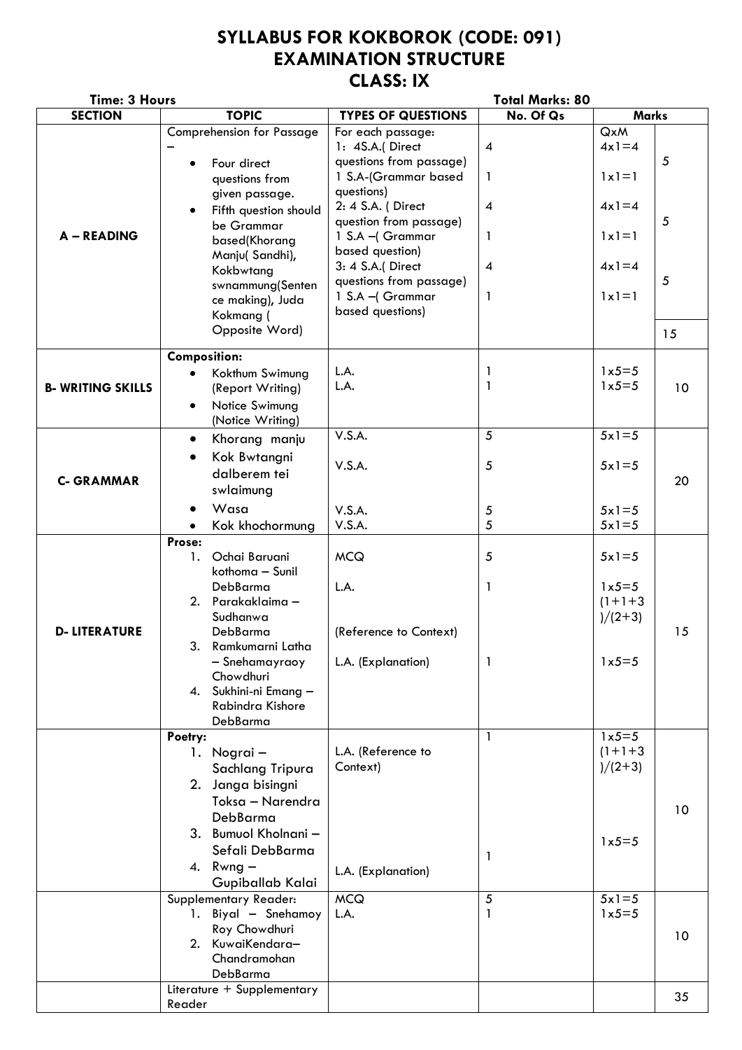# SYLLABUS FOR KOKBOROK (CODE: 091)
# EXAMINATION STRUCTURE
# CLASS: IX

**Time: 3 Hours** | **Total Marks: 80**

| SECTION | TOPIC | TYPES OF QUESTIONS | No. Of Qs | Marks | |
|---|---|---|---|---|---|
| **A – READING** | Comprehension for Passage – <br>• Four direct questions from given passage.<br>• Fifth question should be Grammar based(Khorang Manju( Sandhi), Kokbwtang swnammung(Sentence making), Juda Kokmang ( Opposite Word) | For each passage:<br>1: 4S.A.( Direct questions from passage)<br>1 S.A-(Grammar based questions)<br>2: 4 S.A. ( Direct question from passage)<br>1 S.A –( Grammar based question)<br>3: 4 S.A.( Direct questions from passage)<br>1 S.A –( Grammar based questions) | 4<br><br>1<br><br>4<br><br>1<br><br>4<br><br>1 | QxM<br>4x1=4<br><br>1x1=1<br><br>4x1=4<br><br>1x1=1<br><br>4x1=4<br><br>1x1=1 | 5<br><br>5<br><br>5<br><br>15 |
| **B- WRITING SKILLS** | **Composition:**<br>• Kokthum Swimung (Report Writing)<br>• Notice Swimung (Notice Writing) | L.A.<br>L.A. | 1<br>1 | 1x5=5<br>1x5=5 | 10 |
| **C- GRAMMAR** | • Khorang manju<br>• Kok Bwtangni dalberem tei swlaimung<br>• Wasa<br>• Kok khochormung | V.S.A.<br>V.S.A.<br>V.S.A.<br>V.S.A. | 5<br>5<br>5<br>5 | 5x1=5<br>5x1=5<br>5x1=5<br>5x1=5 | 20 |
| **D- LITERATURE** | **Prose:**<br>1. Ochai Baruani kothoma – Sunil DebBarma<br>2. Parakaklaima – Sudhanwa DebBarma<br>3. Ramkumarni Latha – Snehamayraoy Chowdhuri<br>4. Sukhini-ni Emang – Rabindra Kishore DebBarma | MCQ<br><br>L.A.<br><br>(Reference to Context)<br><br>L.A. (Explanation) | 5<br><br>1<br><br><br><br>1 | 5x1=5<br><br>1x5=5<br>(1+1+3)/(2+3)<br><br>1x5=5 | 15 |
| | **Poetry:**<br>1. Nograi – Sachlang Tripura<br>2. Janga bisingni Toksa – Narendra DebBarma<br>3. Bumuol Kholnani – Sefali DebBarma<br>4. Rwng – Gupiballab Kalai | L.A. (Reference to Context)<br><br><br>L.A. (Explanation) | 1<br><br><br><br>1 | 1x5=5<br>(1+1+3)/(2+3)<br><br>1x5=5 | 10 |
| | Supplementary Reader:<br>1. Biyal – Snehamoy Roy Chowdhuri<br>2. KuwaiKendara– Chandramohan DebBarma | MCQ<br>L.A. | 5<br>1 | 5x1=5<br>1x5=5 | 10 |
| | Literature + Supplementary Reader | | | | 35 |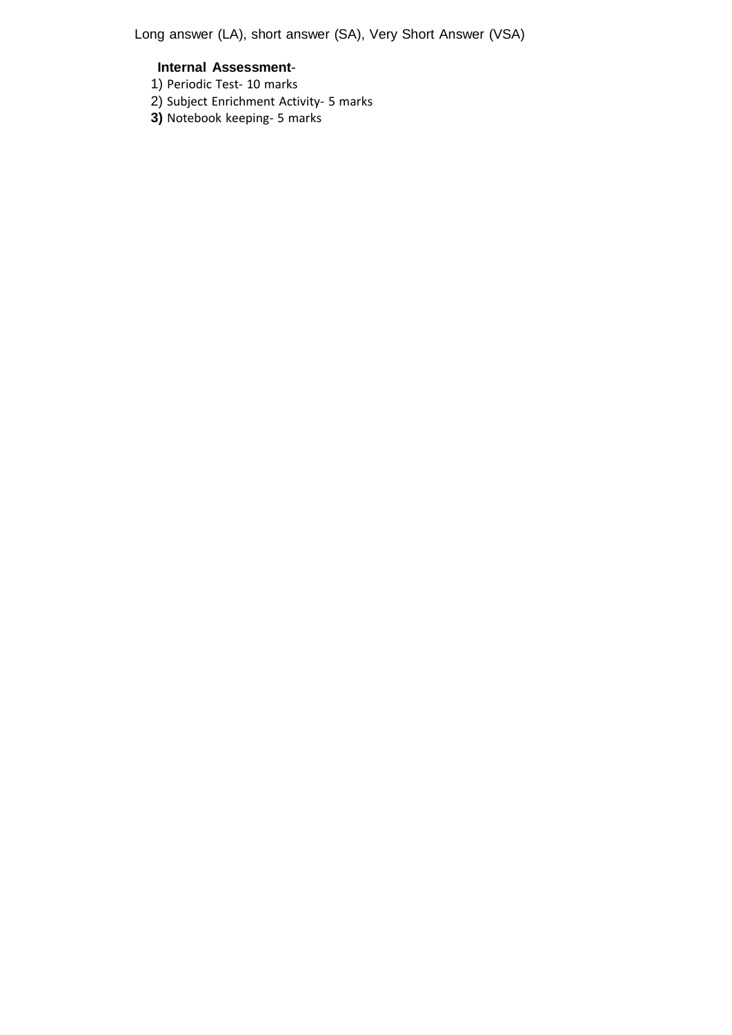Long answer (LA), short answer (SA), Very Short Answer (VSA)

**Internal Assessment**-

1) Periodic Test- 10 marks
2) Subject Enrichment Activity- 5 marks
3) Notebook keeping- 5 marks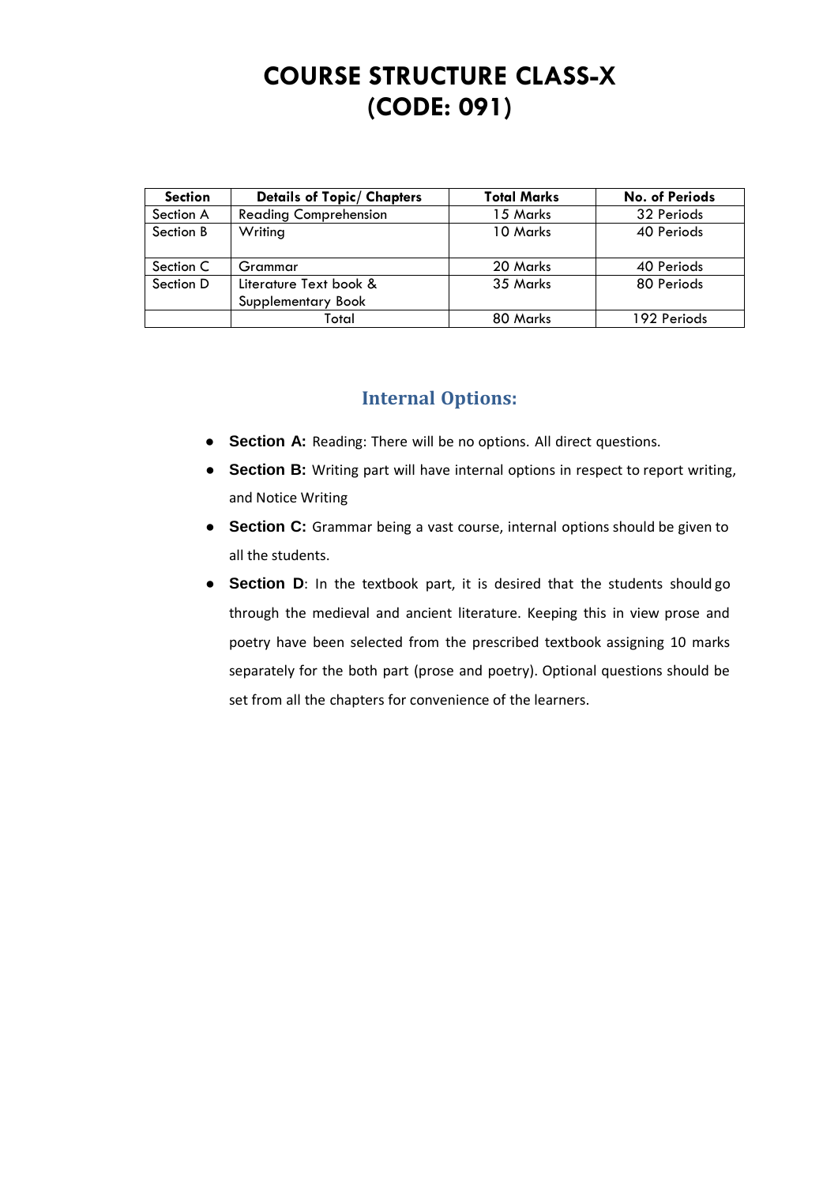# COURSE STRUCTURE CLASS-X
# (CODE: 091)

| Section | Details of Topic/ Chapters | Total Marks | No. of Periods |
|---|---|---|---|
| Section A | Reading Comprehension | 15 Marks | 32 Periods |
| Section B | Writing | 10 Marks | 40 Periods |
| Section C | Grammar | 20 Marks | 40 Periods |
| Section D | Literature Text book & Supplementary Book | 35 Marks | 80 Periods |
| | Total | 80 Marks | 192 Periods |

## Internal Options:

- **Section A:** Reading: There will be no options. All direct questions.
- **Section B:** Writing part will have internal options in respect to report writing, and Notice Writing
- **Section C:** Grammar being a vast course, internal options should be given to all the students.
- **Section D**: In the textbook part, it is desired that the students should go through the medieval and ancient literature. Keeping this in view prose and poetry have been selected from the prescribed textbook assigning 10 marks separately for the both part (prose and poetry). Optional questions should be set from all the chapters for convenience of the learners.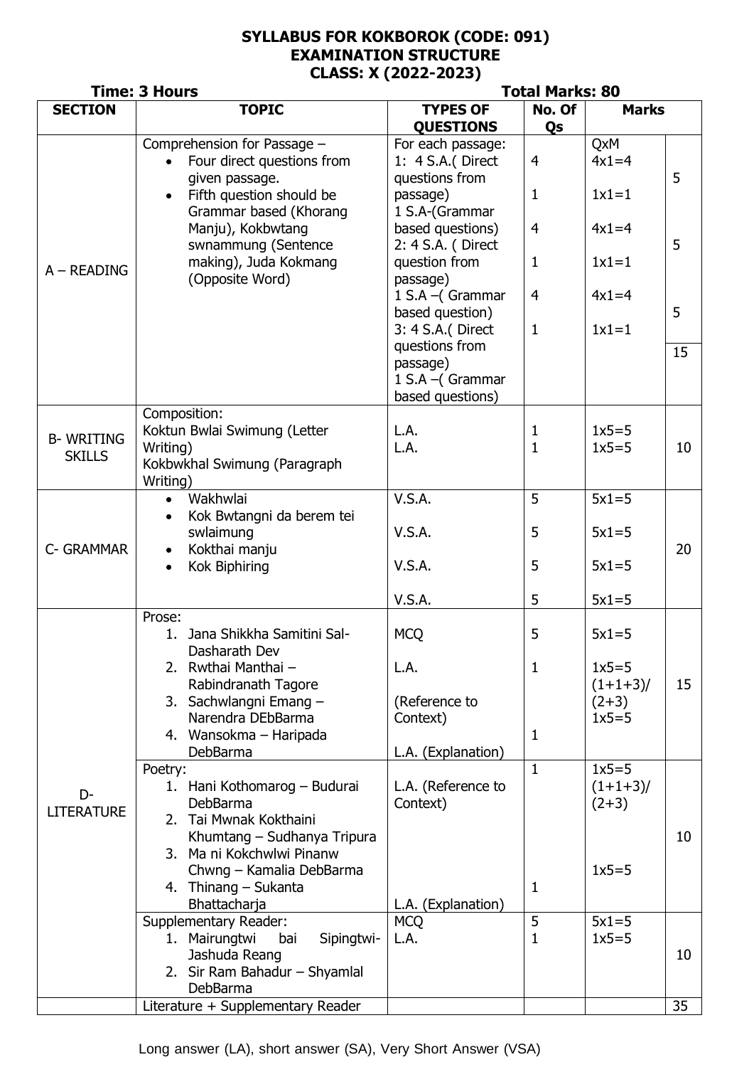# SYLLABUS FOR KOKBOROK (CODE: 091)
## EXAMINATION STRUCTURE
## CLASS: X (2022-2023)

**Time: 3 Hours** **Total Marks: 80**

| SECTION | TOPIC | TYPES OF QUESTIONS | No. Of Qs | Marks | |
|---|---|---|---|---|---|
| A – READING | Comprehension for Passage – <br>• Four direct questions from given passage.<br>• Fifth question should be Grammar based (Khorang Manju), Kokbwtang swnammung (Sentence making), Juda Kokmang (Opposite Word) | For each passage:<br>1: 4 S.A.( Direct questions from passage)<br>1 S.A-(Grammar based questions)<br>2: 4 S.A. ( Direct question from passage)<br>1 S.A –( Grammar based question)<br>3: 4 S.A.( Direct questions from passage)<br>1 S.A –( Grammar based questions) | 4<br>1<br>4<br>1<br>4<br>1 | QxM<br>4x1=4<br>1x1=1<br>4x1=4<br>1x1=1<br>4x1=4<br>1x1=1 | 5<br>5<br>5<br>15 |
| B- WRITING SKILLS | Composition:<br>Koktun Bwlai Swimung (Letter Writing)<br>Kokbwkhal Swimung (Paragraph Writing) | L.A.<br>L.A. | 1<br>1 | 1x5=5<br>1x5=5 | 10 |
| C- GRAMMAR | • Wakhwlai<br>• Kok Bwtangni da berem tei swlaimung<br>• Kokthai manju<br>• Kok Biphiring | V.S.A.<br>V.S.A.<br>V.S.A.<br>V.S.A. | 5<br>5<br>5<br>5 | 5x1=5<br>5x1=5<br>5x1=5<br>5x1=5 | 20 |
| D- LITERATURE | Prose:<br>1. Jana Shikkha Samitini Sal- Dasharath Dev<br>2. Rwthai Manthai – Rabindranath Tagore<br>3. Sachwlangni Emang – Narendra DEbBarma<br>4. Wansokma – Haripada DebBarma | MCQ<br>L.A.<br>(Reference to Context)<br>L.A. (Explanation) | 5<br>1<br>1 | 5x1=5<br>1x5=5<br>(1+1+3)/<br>(2+3)<br>1x5=5 | 15 |
| | Poetry:<br>1. Hani Kothomarog – Budurai DebBarma<br>2. Tai Mwnak Kokthaini Khumtang – Sudhanya Tripura<br>3. Ma ni Kokchwlwi Pinanw Chwng – Kamalia DebBarma<br>4. Thinang – Sukanta Bhattacharja | L.A. (Reference to Context)<br>L.A. (Explanation) | 1<br>1 | 1x5=5<br>(1+1+3)/<br>(2+3)<br>1x5=5 | 10 |
| | Supplementary Reader:<br>1. Mairungtwi bai Sipingtwi- Jashuda Reang<br>2. Sir Ram Bahadur – Shyamlal DebBarma | MCQ<br>L.A. | 5<br>1 | 5x1=5<br>1x5=5 | 10 |
| | Literature + Supplementary Reader | | | | 35 |

Long answer (LA), short answer (SA), Very Short Answer (VSA)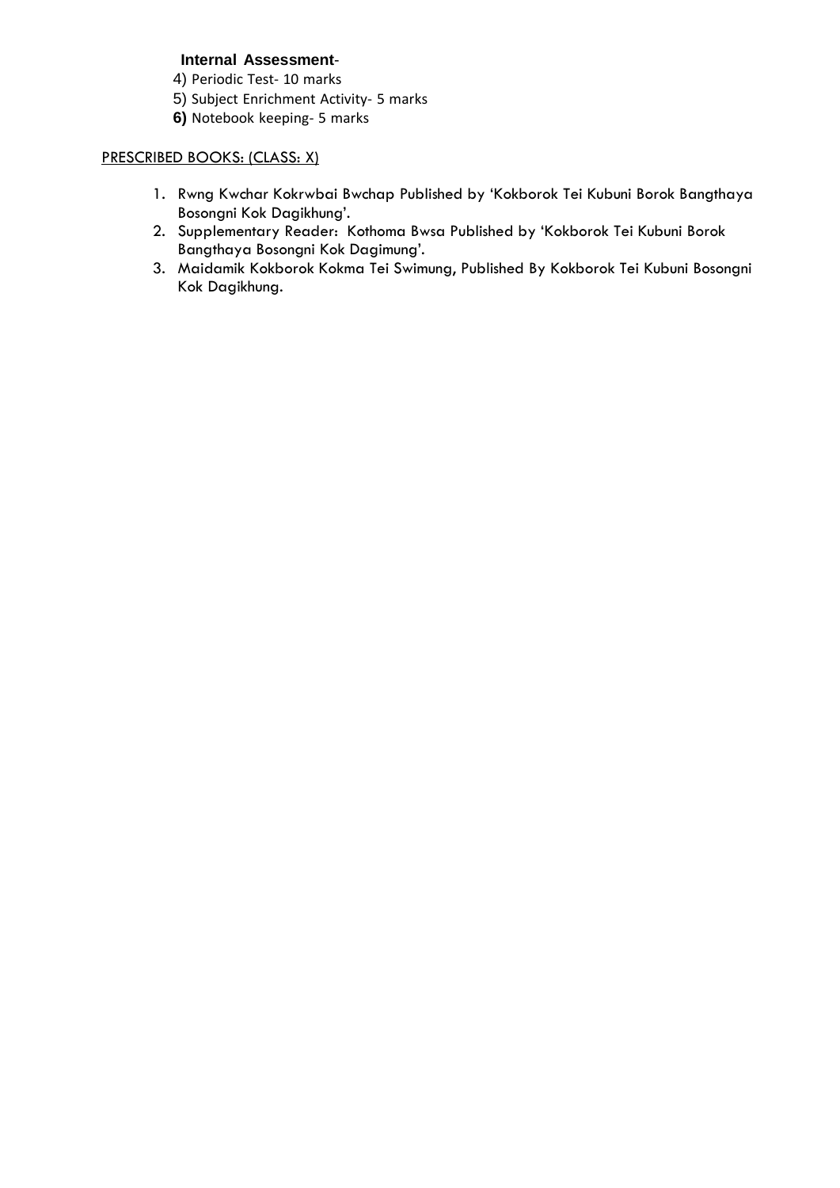**Internal Assessment**-

4) Periodic Test- 10 marks
5) Subject Enrichment Activity- 5 marks
6) Notebook keeping- 5 marks

PRESCRIBED BOOKS: (CLASS: X)

1. Rwng Kwchar Kokrwbai Bwchap Published by 'Kokborok Tei Kubuni Borok Bangthaya Bosongni Kok Dagikhung'.
2. Supplementary Reader: Kothoma Bwsa Published by 'Kokborok Tei Kubuni Borok Bangthaya Bosongni Kok Dagimung'.
3. Maidamik Kokborok Kokma Tei Swimung, Published By Kokborok Tei Kubuni Bosongni Kok Dagikhung.